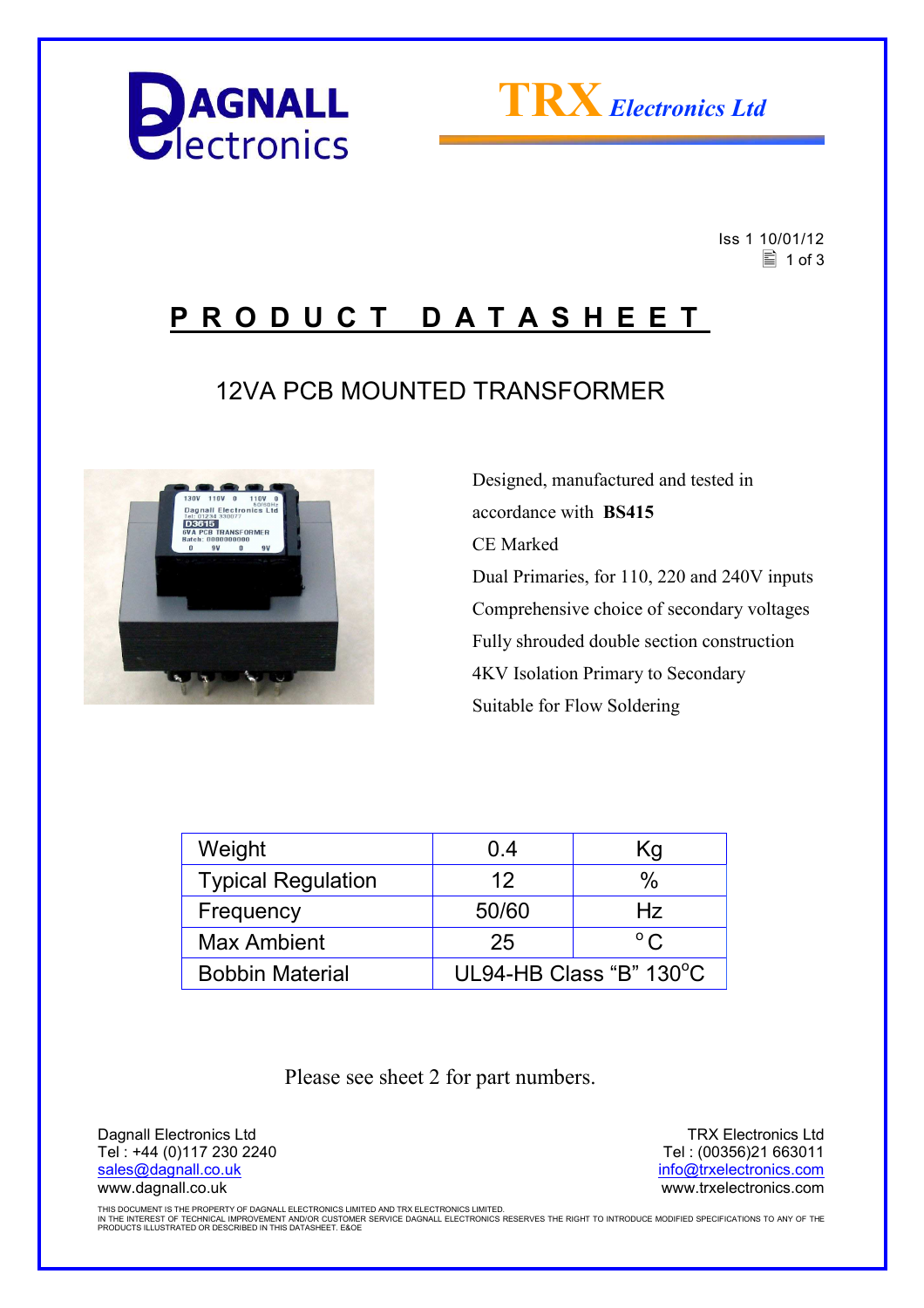Dagnall Electronics

TRX *Electronics Ltd*

Iss 1 10/01/12

# P R O D U C T   D A T A S H E E T

## 12VA PCB MOUNTED TRANSFORMER

Designed, manufactured and tested in accordance with **BS415**

CE Marked

Dual Primaries, for 110, 220 and 240V inputs

Comprehensive choice of secondary voltages

Fully shrouded double section construction

4KV Isolation Primary to Secondary

Suitable for Flow Soldering

| | | |
|---|---|---|
| Weight | 0.4 | Kg |
| Typical Regulation | 12 | % |
| Frequency | 50/60 | Hz |
| Max Ambient | 25 | °C |
| Bobbin Material | UL94-HB Class “B” 130°C | |

Please see sheet 2 for part numbers.

Dagnall Electronics Ltd
Tel : +44 (0)117 230 2240
sales@dagnall.co.uk
www.dagnall.co.uk

TRX Electronics Ltd
Tel : (00356)21 663011
info@trxelectronics.com
www.trxelectronics.com

THIS DOCUMENT IS THE PROPERTY OF DAGNALL ELECTRONICS LIMITED AND TRX ELECTRONICS LIMITED.
IN THE INTEREST OF TECHNICAL IMPROVEMENT AND/OR CUSTOMER SERVICE DAGNALL ELECTRONICS RESERVES THE RIGHT TO INTRODUCE MODIFIED SPECIFICATIONS TO ANY OF THE PRODUCTS ILLUSTRATED OR DESCRIBED IN THIS DATASHEET. E&OE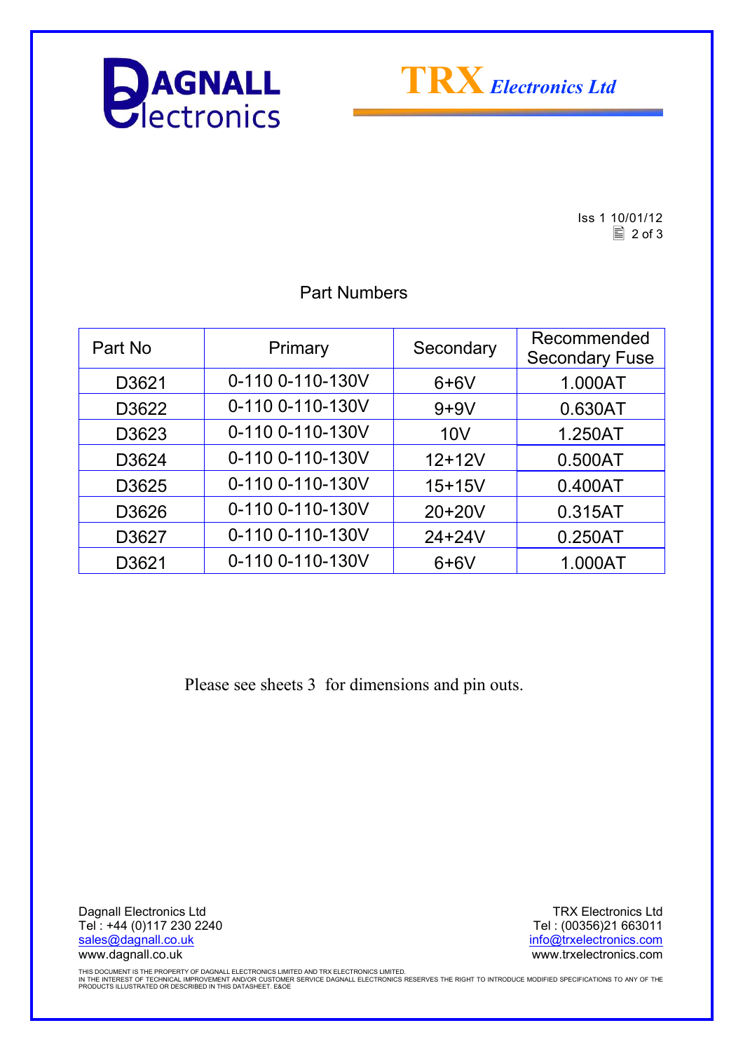Iss 1 10/01/12

## Part Numbers

| Part No | Primary | Secondary | Recommended Secondary Fuse |
|---|---|---|---|
| D3621 | 0-110 0-110-130V | 6+6V | 1.000AT |
| D3622 | 0-110 0-110-130V | 9+9V | 0.630AT |
| D3623 | 0-110 0-110-130V | 10V | 1.250AT |
| D3624 | 0-110 0-110-130V | 12+12V | 0.500AT |
| D3625 | 0-110 0-110-130V | 15+15V | 0.400AT |
| D3626 | 0-110 0-110-130V | 20+20V | 0.315AT |
| D3627 | 0-110 0-110-130V | 24+24V | 0.250AT |
| D3621 | 0-110 0-110-130V | 6+6V | 1.000AT |

Please see sheets 3 for dimensions and pin outs.

Dagnall Electronics Ltd
Tel : +44 (0)117 230 2240
sales@dagnall.co.uk
www.dagnall.co.uk

TRX Electronics Ltd
Tel : (00356)21 663011
info@trxelectronics.com
www.trxelectronics.com

THIS DOCUMENT IS THE PROPERTY OF DAGNALL ELECTRONICS LIMITED AND TRX ELECTRONICS LIMITED.
IN THE INTEREST OF TECHNICAL IMPROVEMENT AND/OR CUSTOMER SERVICE DAGNALL ELECTRONICS RESERVES THE RIGHT TO INTRODUCE MODIFIED SPECIFICATIONS TO ANY OF THE PRODUCTS ILLUSTRATED OR DESCRIBED IN THIS DATASHEET. E&OE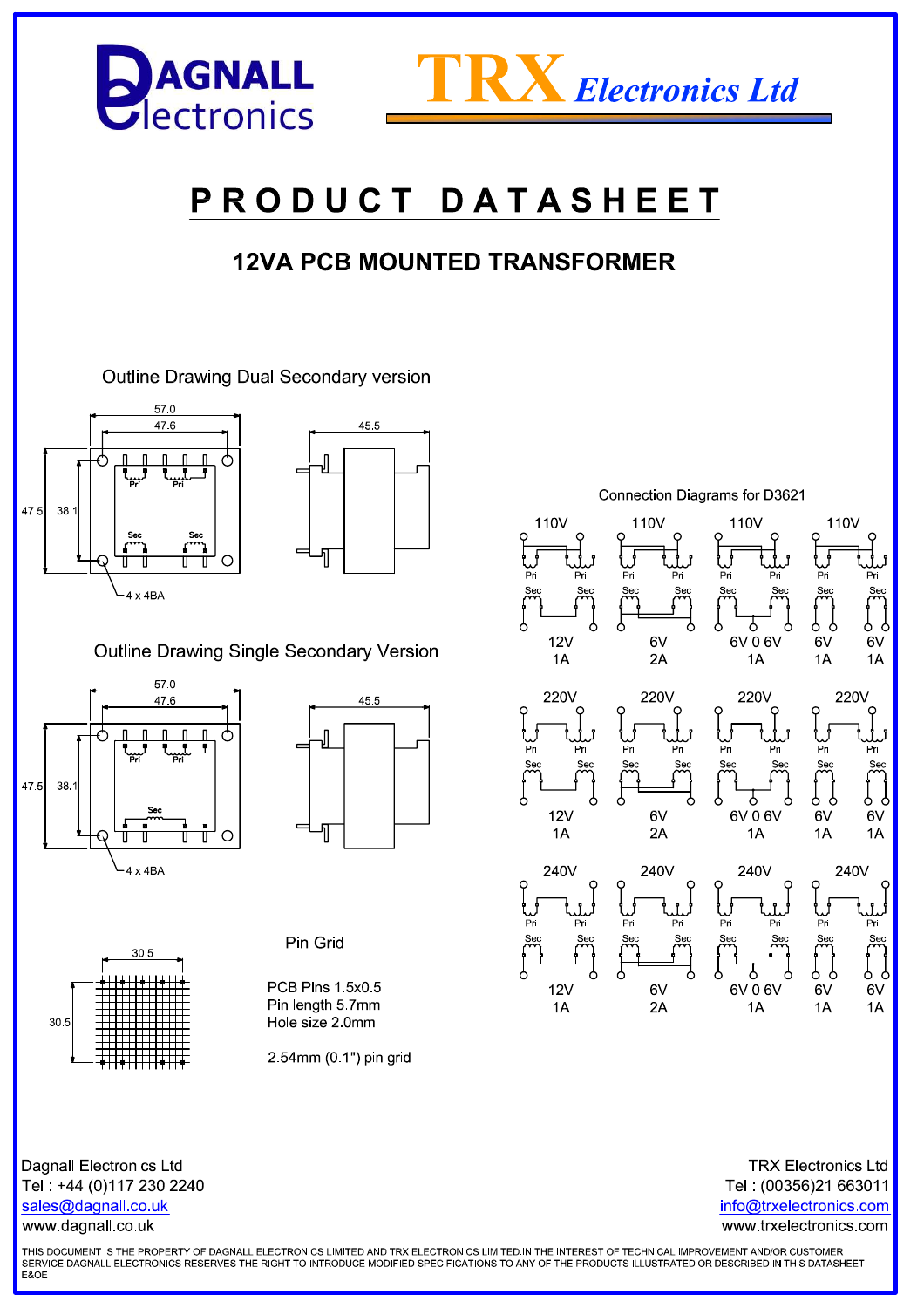DAGNALL Electronics

TRX Electronics Ltd

# PRODUCT DATASHEET

## 12VA PCB MOUNTED TRANSFORMER

### Outline Drawing Dual Secondary version

57.0
47.6
45.5
47.5
38.1
Pri
Pri
Sec
Sec
4 x 4BA

### Outline Drawing Single Secondary Version

57.0
47.6
45.5
47.5
38.1
Pri
Pri
Sec
4 x 4BA

30.5
30.5

### Pin Grid

PCB Pins 1.5x0.5
Pin length 5.7mm
Hole size 2.0mm

2.54mm (0.1") pin grid

### Connection Diagrams for D3621

110V
Pri
Pri
Sec
Sec
12V 1A
6V 2A
6V 0 6V 1A
6V 1A
6V 1A

220V
Pri
Pri
Sec
Sec
12V 1A
6V 2A
6V 0 6V 1A
6V 1A
6V 1A

240V
Pri
Pri
Sec
Sec
12V 1A
6V 2A
6V 0 6V 1A
6V 1A
6V 1A

Dagnall Electronics Ltd
Tel : +44 (0)117 230 2240
sales@dagnall.co.uk
www.dagnall.co.uk

TRX Electronics Ltd
Tel : (00356)21 663011
info@trxelectronics.com
www.trxelectronics.com

THIS DOCUMENT IS THE PROPERTY OF DAGNALL ELECTRONICS LIMITED AND TRX ELECTRONICS LIMITED.IN THE INTEREST OF TECHNICAL IMPROVEMENT AND/OR CUSTOMER SERVICE DAGNALL ELECTRONICS RESERVES THE RIGHT TO INTRODUCE MODIFIED SPECIFICATIONS TO ANY OF THE PRODUCTS ILLUSTRATED OR DESCRIBED IN THIS DATASHEET. E&OE